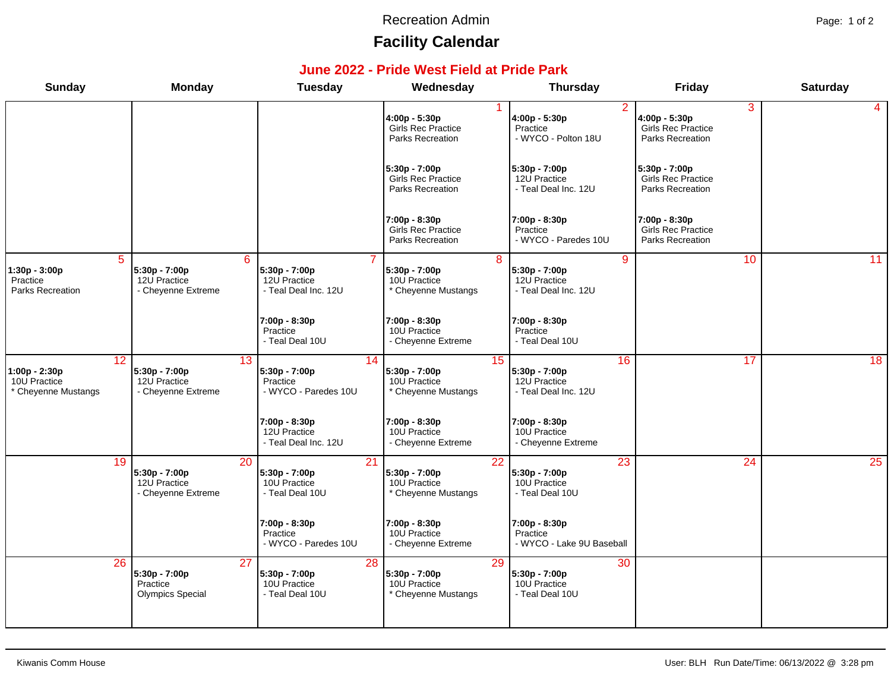Recreation Admin

# Facility Calendar

## June 2022 - Pride West Field at Pride Park

| Sunday | Monday | Tuesday | Wednesday | Thursday | Friday | Saturday |
|---|---|---|---|---|---|---|
| | | | **1**<br>**4:00p - 5:30p**<br>Girls Rec Practice<br>Parks Recreation<br><br>**5:30p - 7:00p**<br>Girls Rec Practice<br>Parks Recreation<br><br>**7:00p - 8:30p**<br>Girls Rec Practice<br>Parks Recreation | **2**<br>**4:00p - 5:30p**<br>Practice<br>- WYCO - Polton 18U<br><br>**5:30p - 7:00p**<br>12U Practice<br>- Teal Deal Inc. 12U<br><br>**7:00p - 8:30p**<br>Practice<br>- WYCO - Paredes 10U | **3**<br>**4:00p - 5:30p**<br>Girls Rec Practice<br>Parks Recreation<br><br>**5:30p - 7:00p**<br>Girls Rec Practice<br>Parks Recreation<br><br>**7:00p - 8:30p**<br>Girls Rec Practice<br>Parks Recreation | **4** |
| **5**<br>**1:30p - 3:00p**<br>Practice<br>Parks Recreation | **6**<br>**5:30p - 7:00p**<br>12U Practice<br>- Cheyenne Extreme | **7**<br>**5:30p - 7:00p**<br>12U Practice<br>- Teal Deal Inc. 12U<br><br>**7:00p - 8:30p**<br>Practice<br>- Teal Deal 10U | **8**<br>**5:30p - 7:00p**<br>10U Practice<br>* Cheyenne Mustangs<br><br>**7:00p - 8:30p**<br>10U Practice<br>- Cheyenne Extreme | **9**<br>**5:30p - 7:00p**<br>12U Practice<br>- Teal Deal Inc. 12U<br><br>**7:00p - 8:30p**<br>Practice<br>- Teal Deal 10U | **10** | **11** |
| **12**<br>**1:00p - 2:30p**<br>10U Practice<br>* Cheyenne Mustangs | **13**<br>**5:30p - 7:00p**<br>12U Practice<br>- Cheyenne Extreme | **14**<br>**5:30p - 7:00p**<br>Practice<br>- WYCO - Paredes 10U<br><br>**7:00p - 8:30p**<br>12U Practice<br>- Teal Deal Inc. 12U | **15**<br>**5:30p - 7:00p**<br>10U Practice<br>* Cheyenne Mustangs<br><br>**7:00p - 8:30p**<br>10U Practice<br>- Cheyenne Extreme | **16**<br>**5:30p - 7:00p**<br>12U Practice<br>- Teal Deal Inc. 12U<br><br>**7:00p - 8:30p**<br>10U Practice<br>- Cheyenne Extreme | **17** | **18** |
| **19** | **20**<br>**5:30p - 7:00p**<br>12U Practice<br>- Cheyenne Extreme | **21**<br>**5:30p - 7:00p**<br>10U Practice<br>- Teal Deal 10U<br><br>**7:00p - 8:30p**<br>Practice<br>- WYCO - Paredes 10U | **22**<br>**5:30p - 7:00p**<br>10U Practice<br>* Cheyenne Mustangs<br><br>**7:00p - 8:30p**<br>10U Practice<br>- Cheyenne Extreme | **23**<br>**5:30p - 7:00p**<br>10U Practice<br>- Teal Deal 10U<br><br>**7:00p - 8:30p**<br>Practice<br>- WYCO - Lake 9U Baseball | **24** | **25** |
| **26** | **27**<br>**5:30p - 7:00p**<br>Practice<br>Olympics Special | **28**<br>**5:30p - 7:00p**<br>10U Practice<br>- Teal Deal 10U | **29**<br>**5:30p - 7:00p**<br>10U Practice<br>* Cheyenne Mustangs | **30**<br>**5:30p - 7:00p**<br>10U Practice<br>- Teal Deal 10U | | |

Kiwanis Comm House

User: BLH Run Date/Time: 06/13/2022 @ 3:28 pm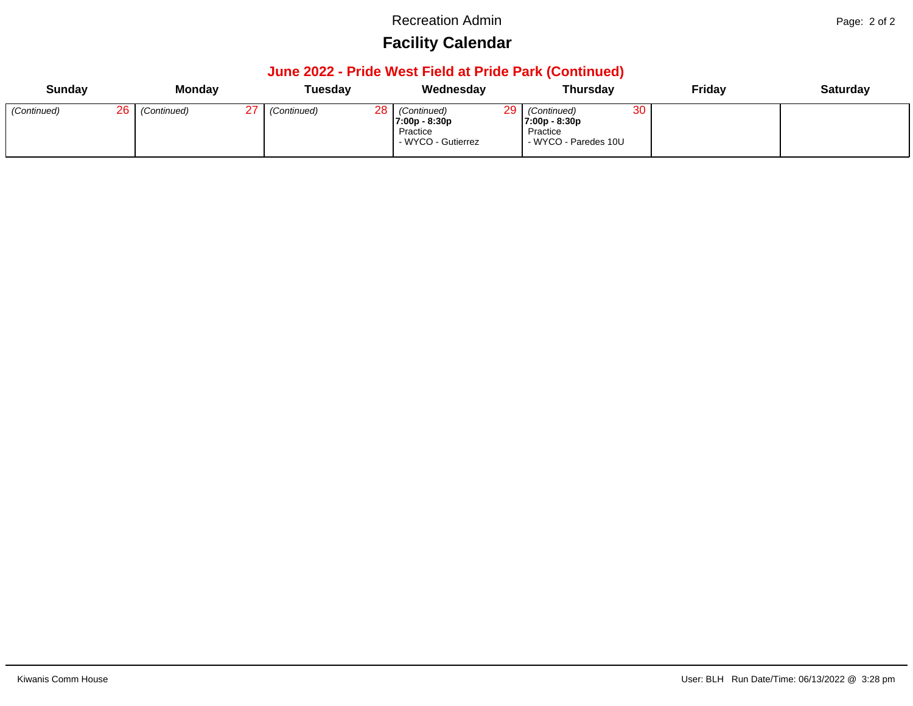Recreation Admin

# Facility Calendar

## June 2022 - Pride West Field at Pride Park (Continued)

| Sunday | Monday | Tuesday | Wednesday | Thursday | Friday | Saturday |
|---|---|---|---|---|---|---|
| *(Continued)* 26 | *(Continued)* 27 | *(Continued)* 28 | *(Continued)* 29<br>**7:00p - 8:30p**<br>Practice<br>- WYCO - Gutierrez | *(Continued)* 30<br>**7:00p - 8:30p**<br>Practice<br>- WYCO - Paredes 10U | | |

Kiwanis Comm House

User: BLH Run Date/Time: 06/13/2022 @ 3:28 pm